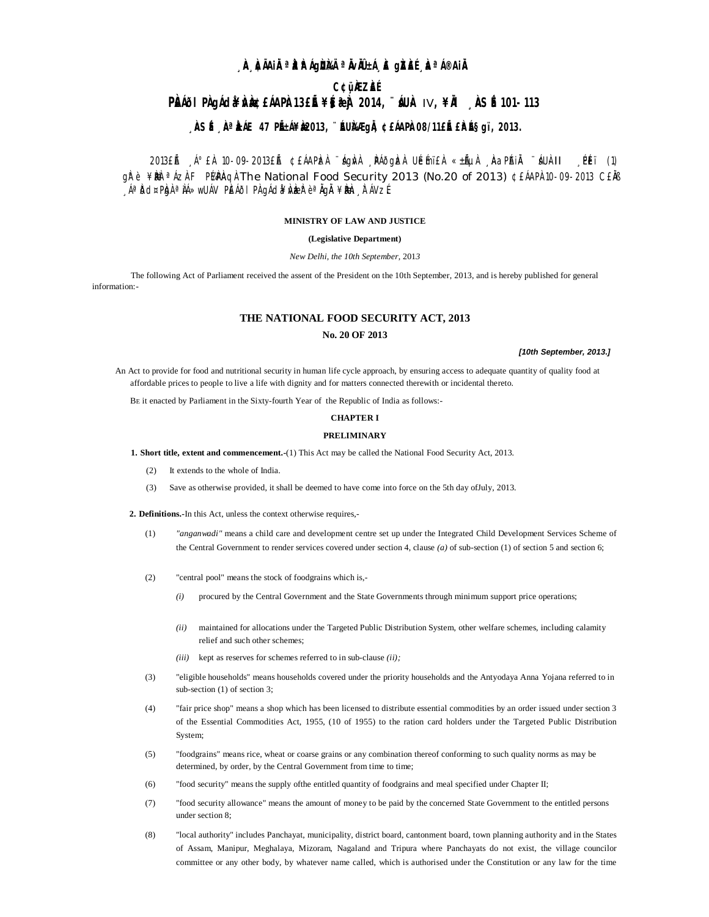¸ÀA¸À¢ÃAiÀÄ ªÀåªÀºÁgÀUÀ¼ÀÄ ªÀÄvÀÄÛ ±Á¸À£À gÀZÀ£É ¸ÀaªÁ®AiÀÄ

C¢ü¸ÀÆZÀ£É

PÀ£ÁðlPÀ gÁdå¥ÀvÀæ ¢£ÁAPÀ 13£Éà ¥sɧæªÀj 2014, ¨sÁUÀ IV, ¥ÀÄl ¸ÀASÉå 101-113

¸ÀASÉå ¸ÀAªÀå±ÁE 47 PÉñÁ¥Àæ 2013, ¨ÉAUÀ¼ÀÆgÀÄ, ¢£ÁAPÀ 08/11£Éà £ÀªÉA§gï, 2013.

2013£Éà ¸Á°£À 10-09-2013£Éà ¢£ÁAPÀzÀ ¨sÁgÀvÀzÀ ¸ÀPÁðgÀzÀ UÉeÉmï£À «±ÉÃµÀ ¸ÀaPÉAiÀÄ ¨sÁUÀ II ¸ÉPÀë£ï (1) gÀ°è ¥ÀæPÀlªÁzÀ F PÉ¼ÀPÀAqÀ The National Food Security 2013 (No.20 of 2013) ¢£ÁAPÀ 10-09-2013 C£ÀÄß ¸ÁªÀðd¤PÀgÀ ªÀiÁ»wUÁV PÀ£ÁðlPÀ gÁdå¥ÀvÀæzÀ°è ªÀÄgÀÄ ¥ÀæPÀn¸À¯ÁVzÉ.

**MINISTRY OF LAW AND JUSTICE**

**(Legislative Department)**

*New Delhi, the 10th September,* 2013

The following Act of Parliament received the assent of the President on the 10th September, 2013, and is hereby published for general information:-

## THE NATIONAL FOOD SECURITY ACT, 2013

**No. 20 OF 2013**

***[10th September, 2013.]***

An Act to provide for food and nutritional security in human life cycle approach, by ensuring access to adequate quantity of quality food at affordable prices to people to live a life with dignity and for matters connected therewith or incidental thereto.

BE it enacted by Parliament in the Sixty-fourth Year of the Republic of India as follows:-

### CHAPTER I

### PRELIMINARY

**1. Short title, extent and commencement.**-(1) This Act may be called the National Food Security Act, 2013.

(2) It extends to the whole of India.

(3) Save as otherwise provided, it shall be deemed to have come into force on the 5th day ofJuly, 2013.

**2. Definitions.**-In this Act, unless the context otherwise requires,-

(1) *"anganwadi"* means a child care and development centre set up under the Integrated Child Development Services Scheme of the Central Government to render services covered under section 4, clause *(a)* of sub-section (1) of section 5 and section 6;

(2) "central pool" means the stock of foodgrains which is,-

*(i)* procured by the Central Government and the State Governments through minimum support price operations;

*(ii)* maintained for allocations under the Targeted Public Distribution System, other welfare schemes, including calamity relief and such other schemes;

*(iii)* kept as reserves for schemes referred to in sub-clause *(ii);*

(3) "eligible households" means households covered under the priority households and the Antyodaya Anna Yojana referred to in sub-section (1) of section 3;

(4) "fair price shop" means a shop which has been licensed to distribute essential commodities by an order issued under section 3 of the Essential Commodities Act, 1955, (10 of 1955) to the ration card holders under the Targeted Public Distribution System;

(5) "foodgrains" means rice, wheat or coarse grains or any combination thereof conforming to such quality norms as may be determined, by order, by the Central Government from time to time;

(6) "food security" means the supply ofthe entitled quantity of foodgrains and meal specified under Chapter II;

(7) "food security allowance" means the amount of money to be paid by the concerned State Government to the entitled persons under section 8;

(8) "local authority" includes Panchayat, municipality, district board, cantonment board, town planning authority and in the States of Assam, Manipur, Meghalaya, Mizoram, Nagaland and Tripura where Panchayats do not exist, the village councilor committee or any other body, by whatever name called, which is authorised under the Constitution or any law for the time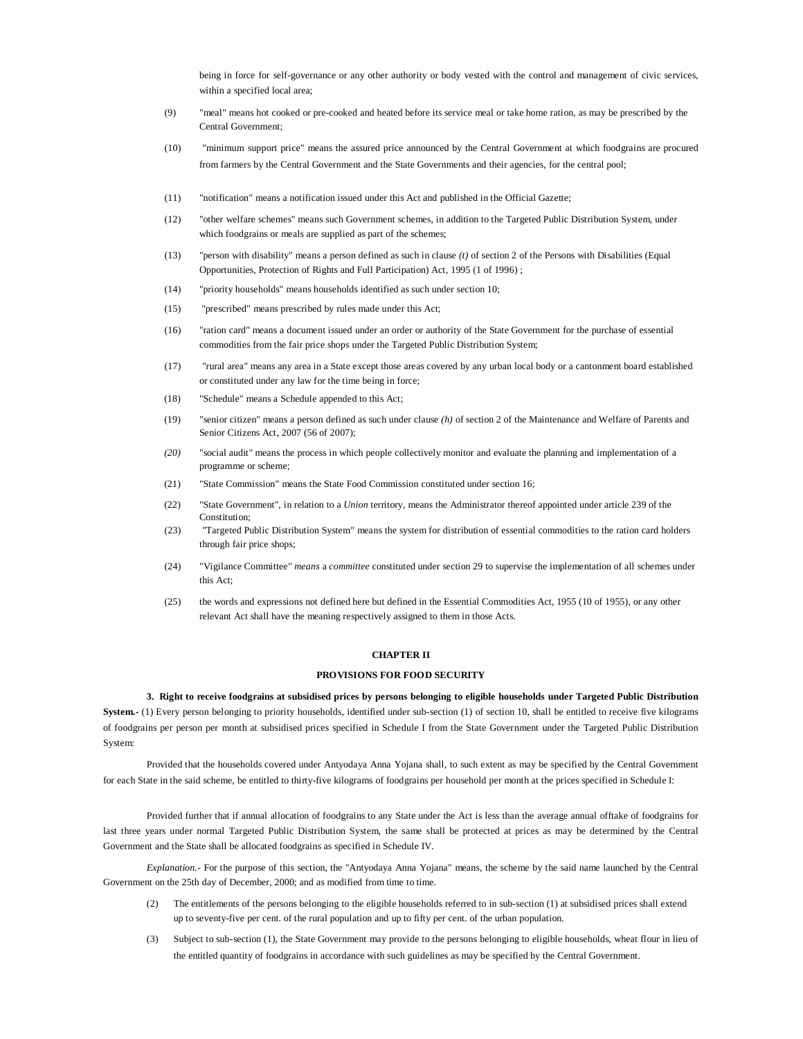being in force for self-governance or any other authority or body vested with the control and management of civic services, within a specified local area;

(9) "meal" means hot cooked or pre-cooked and heated before its service meal or take home ration, as may be prescribed by the Central Government;

(10) "minimum support price" means the assured price announced by the Central Government at which foodgrains are procured from farmers by the Central Government and the State Governments and their agencies, for the central pool;

(11) "notification" means a notification issued under this Act and published in the Official Gazette;

(12) "other welfare schemes" means such Government schemes, in addition to the Targeted Public Distribution System, under which foodgrains or meals are supplied as part of the schemes;

(13) "person with disability" means a person defined as such in clause *(t)* of section 2 of the Persons with Disabilities (Equal Opportunities, Protection of Rights and Full Participation) Act, 1995 (1 of 1996) ;

(14) "priority households" means households identified as such under section 10;

(15) "prescribed" means prescribed by rules made under this Act;

(16) "ration card" means a document issued under an order or authority of the State Government for the purchase of essential commodities from the fair price shops under the Targeted Public Distribution System;

(17) "rural area" means any area in a State except those areas covered by any urban local body or a cantonment board established or constituted under any law for the time being in force;

(18) "Schedule" means a Schedule appended to this Act;

(19) "senior citizen" means a person defined as such under clause *(h)* of section 2 of the Maintenance and Welfare of Parents and Senior Citizens Act, 2007 (56 of 2007);

*(20)* "social audit" means the process in which people collectively monitor and evaluate the planning and implementation of a programme or scheme;

(21) "State Commission" means the State Food Commission constituted under section 16;

(22) "State Government", in relation to a *Union* territory, means the Administrator thereof appointed under article 239 of the Constitution;

(23) "Targeted Public Distribution System" means the system for distribution of essential commodities to the ration card holders through fair price shops;

(24) "Vigilance Committee" *means* a *committee* constituted under section 29 to supervise the implementation of all schemes under this Act;

(25) the words and expressions not defined here but defined in the Essential Commodities Act, 1955 (10 of 1955), or any other relevant Act shall have the meaning respectively assigned to them in those Acts.

## CHAPTER II

## PROVISIONS FOR FOOD SECURITY

**3. Right to receive foodgrains at subsidised prices by persons belonging to eligible households under Targeted Public Distribution System.-** (1) Every person belonging to priority households, identified under sub-section (1) of section 10, shall be entitled to receive five kilograms of foodgrains per person per month at subsidised prices specified in Schedule I from the State Government under the Targeted Public Distribution System:

Provided that the households covered under Antyodaya Anna Yojana shall, to such extent as may be specified by the Central Government for each State in the said scheme, be entitled to thirty-five kilograms of foodgrains per household per month at the prices specified in Schedule I:

Provided further that if annual allocation of foodgrains to any State under the Act is less than the average annual offtake of foodgrains for last three years under normal Targeted Public Distribution System, the same shall be protected at prices as may be determined by the Central Government and the State shall be allocated foodgrains as specified in Schedule IV.

*Explanation.*- For the purpose of this section, the "Antyodaya Anna Yojana" means, the scheme by the said name launched by the Central Government on the 25th day of December, 2000; and as modified from time to time.

(2) The entitlements of the persons belonging to the eligible households referred to in sub-section (1) at subsidised prices shall extend up to seventy-five per cent. of the rural population and up to fifty per cent. of the urban population.

(3) Subject to sub-section (1), the State Government may provide to the persons belonging to eligible households, wheat flour in lieu of the entitled quantity of foodgrains in accordance with such guidelines as may be specified by the Central Government.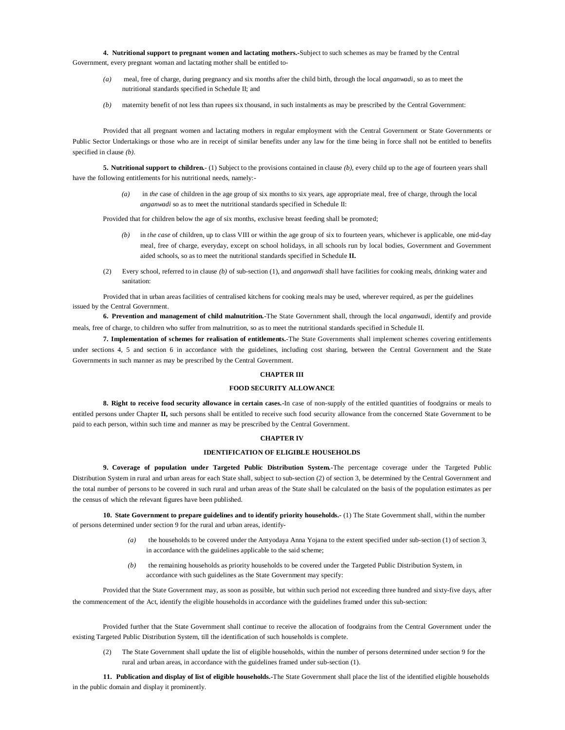**4. Nutritional support to pregnant women and lactating mothers.-**Subject to such schemes as may be framed by the Central Government, every pregnant woman and lactating mother shall be entitled to-

*(a)* meal, free of charge, during pregnancy and six months after the child birth, through the local *anganwadi*, so as to meet the nutritional standards specified in Schedule II; and

*(b)* maternity benefit of not less than rupees six thousand, in such instalments as may be prescribed by the Central Government:

Provided that all pregnant women and lactating mothers in regular employment with the Central Government or State Governments or Public Sector Undertakings or those who are in receipt of similar benefits under any law for the time being in force shall not be entitled to benefits specified in clause *(b)*.

**5. Nutritional support to children.**- (1) Subject to the provisions contained in clause *(b)*, every child up to the age of fourteen years shall have the following entitlements for his nutritional needs, namely:-

*(a)* in *the* case of children in the age group of six months to six years, age appropriate meal, free of charge, through the local *anganwadi* so as to meet the nutritional standards specified in Schedule II:

Provided that for children below the age of six months, exclusive breast feeding shall be promoted;

*(b)* in *the case* of children, up to class VIII or within the age group of six to fourteen years, whichever is applicable, one mid-day meal, free of charge, everyday, except on school holidays, in all schools run by local bodies, Government and Government aided schools, so as to meet the nutritional standards specified in Schedule **II.**

(2) Every school, referred to in clause *(b)* of sub-section (1), and *anganwadi* shall have facilities for cooking meals, drinking water and sanitation:

Provided that in urban areas facilities of centralised kitchens for cooking meals may be used, wherever required, as per the guidelines issued by the Central Government.

**6. Prevention and management of child malnutrition.**-The State Government shall, through the local *anganwadi,* identify and provide meals, free of charge, to children who suffer from malnutrition, so as to meet the nutritional standards specified in Schedule II.

**7. Implementation of schemes for realisation of entitlements.**-The State Governments shall implement schemes covering entitlements under sections 4, 5 and section 6 in accordance with the guidelines, including cost sharing, between the Central Government and the State Governments in such manner as may be prescribed by the Central Government.

## CHAPTER III

## FOOD SECURITY ALLOWANCE

**8. Right to receive food security allowance in certain cases.-**In case of non-supply of the entitled quantities of foodgrains or meals to entitled persons under Chapter **II,** such persons shall be entitled to receive such food security allowance from the concerned State Government to be paid to each person, within such time and manner as may be prescribed by the Central Government.

## CHAPTER IV

## IDENTIFICATION OF ELIGIBLE HOUSEHOLDS

**9. Coverage of population under Targeted Public Distribution System.**-The percentage coverage under the Targeted Public Distribution System in rural and urban areas for each State shall, subject to sub-section (2) of section 3, be determined by the Central Government and the total number of persons to be covered in such rural and urban areas of the State shall be calculated on the basis of the population estimates as per the census of which the relevant figures have been published.

**10. State Government to prepare guidelines and to identify priority households.-** (1) The State Government shall, within the number of persons determined under section 9 for the rural and urban areas, identify-

*(a)* the households to be covered under the Antyodaya Anna Yojana to the extent specified under sub-section (1) of section 3, in accordance with the guidelines applicable to the said scheme;

*(b)* the remaining households as priority households to be covered under the Targeted Public Distribution System, in accordance with such guidelines as the State Government may specify:

Provided that the State Government may, as soon as possible, but within such period not exceeding three hundred and sixty-five days, after the commencement of the Act, identify the eligible households in accordance with the guidelines framed under this sub-section:

Provided further that the State Government shall continue to receive the allocation of foodgrains from the Central Government under the existing Targeted Public Distribution System, till the identification of such households is complete.

(2) The State Government shall update the list of eligible households, within the number of persons determined under section 9 for the rural and urban areas, in accordance with the guidelines framed under sub-section (1).

**11. Publication and display of list of eligible households.-**The State Government shall place the list of the identified eligible households in the public domain and display it prominently.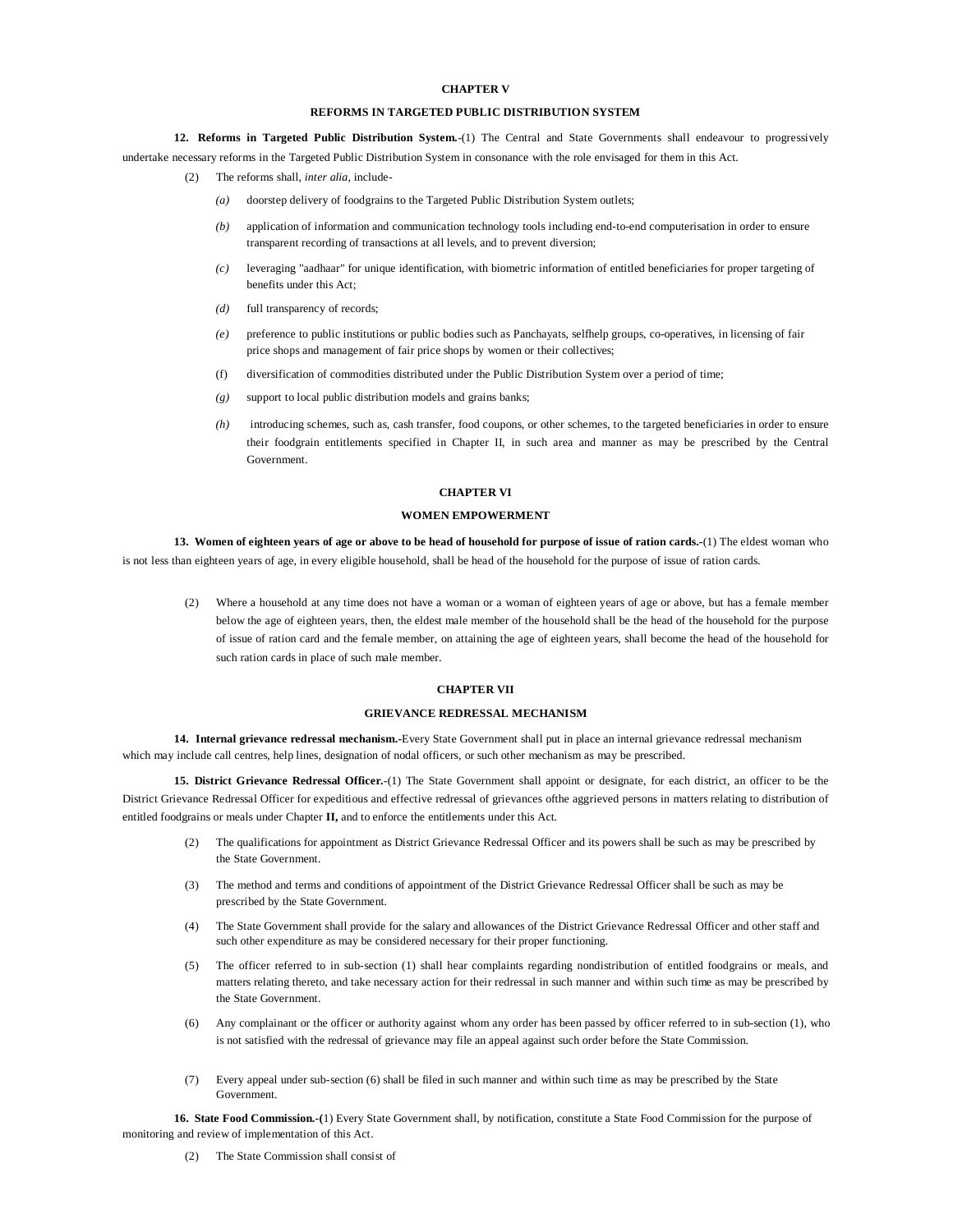## CHAPTER V

## REFORMS IN TARGETED PUBLIC DISTRIBUTION SYSTEM

**12. Reforms in Targeted Public Distribution System.**-(1) The Central and State Governments shall endeavour to progressively undertake necessary reforms in the Targeted Public Distribution System in consonance with the role envisaged for them in this Act.

(2) The reforms shall, *inter alia*, include-

*(a)* doorstep delivery of foodgrains to the Targeted Public Distribution System outlets;

*(b)* application of information and communication technology tools including end-to-end computerisation in order to ensure transparent recording of transactions at all levels, and to prevent diversion;

*(c)* leveraging "aadhaar" for unique identification, with biometric information of entitled beneficiaries for proper targeting of benefits under this Act;

*(d)* full transparency of records;

*(e)* preference to public institutions or public bodies such as Panchayats, selfhelp groups, co-operatives, in licensing of fair price shops and management of fair price shops by women or their collectives;

(f) diversification of commodities distributed under the Public Distribution System over a period of time;

*(g)* support to local public distribution models and grains banks;

*(h)* introducing schemes, such as, cash transfer, food coupons, or other schemes, to the targeted beneficiaries in order to ensure their foodgrain entitlements specified in Chapter II, in such area and manner as may be prescribed by the Central Government.

## CHAPTER VI

## WOMEN EMPOWERMENT

**13. Women of eighteen years of age or above to be head of household for purpose of issue of ration cards.**-(1) The eldest woman who is not less than eighteen years of age, in every eligible household, shall be head of the household for the purpose of issue of ration cards.

(2) Where a household at any time does not have a woman or a woman of eighteen years of age or above, but has a female member below the age of eighteen years, then, the eldest male member of the household shall be the head of the household for the purpose of issue of ration card and the female member, on attaining the age of eighteen years, shall become the head of the household for such ration cards in place of such male member.

## CHAPTER VII

## GRIEVANCE REDRESSAL MECHANISM

**14. Internal grievance redressal mechanism.**-Every State Government shall put in place an internal grievance redressal mechanism which may include call centres, help lines, designation of nodal officers, or such other mechanism as may be prescribed.

**15. District Grievance Redressal Officer.**-(1) The State Government shall appoint or designate, for each district, an officer to be the District Grievance Redressal Officer for expeditious and effective redressal of grievances ofthe aggrieved persons in matters relating to distribution of entitled foodgrains or meals under Chapter **II,** and to enforce the entitlements under this Act.

(2) The qualifications for appointment as District Grievance Redressal Officer and its powers shall be such as may be prescribed by the State Government.

(3) The method and terms and conditions of appointment of the District Grievance Redressal Officer shall be such as may be prescribed by the State Government.

(4) The State Government shall provide for the salary and allowances of the District Grievance Redressal Officer and other staff and such other expenditure as may be considered necessary for their proper functioning.

(5) The officer referred to in sub-section (1) shall hear complaints regarding nondistribution of entitled foodgrains or meals, and matters relating thereto, and take necessary action for their redressal in such manner and within such time as may be prescribed by the State Government.

(6) Any complainant or the officer or authority against whom any order has been passed by officer referred to in sub-section (1), who is not satisfied with the redressal of grievance may file an appeal against such order before the State Commission.

(7) Every appeal under sub-section (6) shall be filed in such manner and within such time as may be prescribed by the State Government.

**16. State Food Commission.-(**1) Every State Government shall, by notification, constitute a State Food Commission for the purpose of monitoring and review of implementation of this Act.

(2) The State Commission shall consist of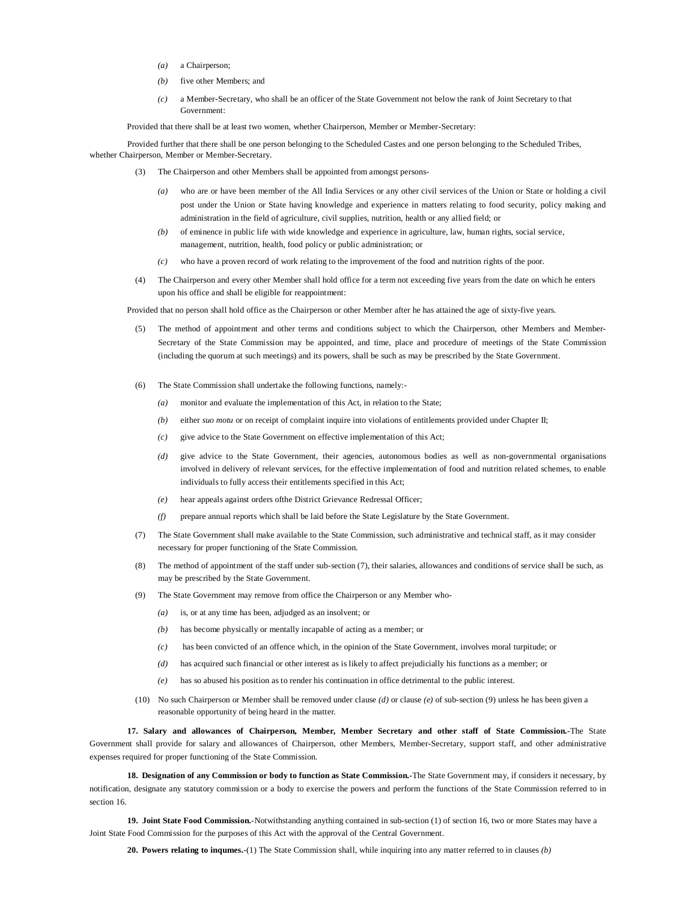(a) a Chairperson;

(b) five other Members; and

(c) a Member-Secretary, who shall be an officer of the State Government not below the rank of Joint Secretary to that Government:

Provided that there shall be at least two women, whether Chairperson, Member or Member-Secretary:

Provided further that there shall be one person belonging to the Scheduled Castes and one person belonging to the Scheduled Tribes, whether Chairperson, Member or Member-Secretary.

(3) The Chairperson and other Members shall be appointed from amongst persons-

(a) who are or have been member of the All India Services or any other civil services of the Union or State or holding a civil post under the Union or State having knowledge and experience in matters relating to food security, policy making and administration in the field of agriculture, civil supplies, nutrition, health or any allied field; or

(b) of eminence in public life with wide knowledge and experience in agriculture, law, human rights, social service, management, nutrition, health, food policy or public administration; or

(c) who have a proven record of work relating to the improvement of the food and nutrition rights of the poor.

(4) The Chairperson and every other Member shall hold office for a term not exceeding five years from the date on which he enters upon his office and shall be eligible for reappointment:

Provided that no person shall hold office as the Chairperson or other Member after he has attained the age of sixty-five years.

(5) The method of appointment and other terms and conditions subject to which the Chairperson, other Members and Member-Secretary of the State Commission may be appointed, and time, place and procedure of meetings of the State Commission (including the quorum at such meetings) and its powers, shall be such as may be prescribed by the State Government.

(6) The State Commission shall undertake the following functions, namely:-

(a) monitor and evaluate the implementation of this Act, in relation to the State;

(b) either *suo motu* or on receipt of complaint inquire into violations of entitlements provided under Chapter II;

(c) give advice to the State Government on effective implementation of this Act;

(d) give advice to the State Government, their agencies, autonomous bodies as well as non-governmental organisations involved in delivery of relevant services, for the effective implementation of food and nutrition related schemes, to enable individuals to fully access their entitlements specified in this Act;

(e) hear appeals against orders ofthe District Grievance Redressal Officer;

(f) prepare annual reports which shall be laid before the State Legislature by the State Government.

(7) The State Government shall make available to the State Commission, such administrative and technical staff, as it may consider necessary for proper functioning of the State Commission.

(8) The method of appointment of the staff under sub-section (7), their salaries, allowances and conditions of service shall be such, as may be prescribed by the State Government.

(9) The State Government may remove from office the Chairperson or any Member who-

(a) is, or at any time has been, adjudged as an insolvent; or

(b) has become physically or mentally incapable of acting as a member; or

(c) has been convicted of an offence which, in the opinion of the State Government, involves moral turpitude; or

(d) has acquired such financial or other interest as is likely to affect prejudicially his functions as a member; or

(e) has so abused his position as to render his continuation in office detrimental to the public interest.

(10) No such Chairperson or Member shall be removed under clause *(d)* or clause *(e)* of sub-section (9) unless he has been given a reasonable opportunity of being heard in the matter.

**17. Salary and allowances of Chairperson, Member, Member Secretary and other staff of State Commission.**-The State Government shall provide for salary and allowances of Chairperson, other Members, Member-Secretary, support staff, and other administrative expenses required for proper functioning of the State Commission.

**18. Designation of any Commission or body to function as State Commission.**-The State Government may, if considers it necessary, by notification, designate any statutory commission or a body to exercise the powers and perform the functions of the State Commission referred to in section 16.

**19. Joint State Food Commission.**-Notwithstanding anything contained in sub-section (1) of section 16, two or more States may have a Joint State Food Commission for the purposes of this Act with the approval of the Central Government.

**20. Powers relating to inqumes.**-(1) The State Commission shall, while inquiring into any matter referred to in clauses *(b)*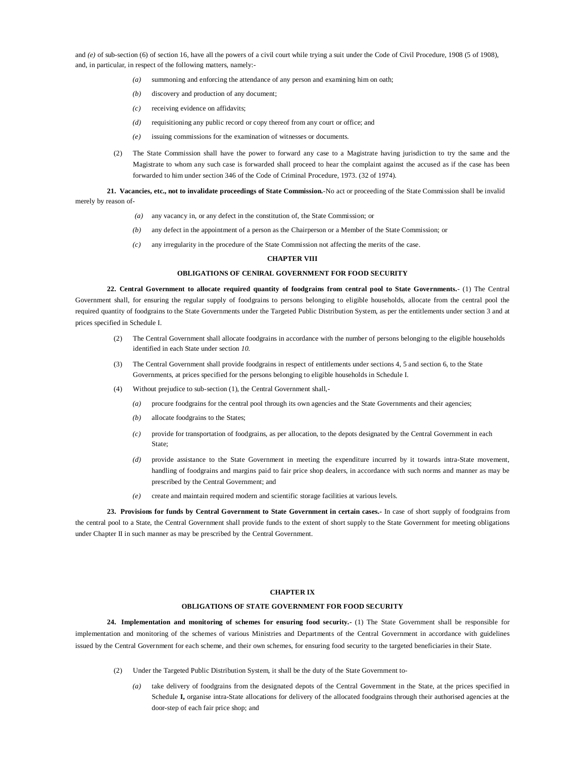and *(e)* of sub-section (6) of section 16, have all the powers of a civil court while trying a suit under the Code of Civil Procedure, 1908 (5 of 1908), and, in particular, in respect of the following matters, namely:-

*(a)* summoning and enforcing the attendance of any person and examining him on oath;

*(b)* discovery and production of any document;

*(c)* receiving evidence on affidavits;

*(d)* requisitioning any public record or copy thereof from any court or office; and

*(e)* issuing commissions for the examination of witnesses or documents.

(2) The State Commission shall have the power to forward any case to a Magistrate having jurisdiction to try the same and the Magistrate to whom any such case is forwarded shall proceed to hear the complaint against the accused as if the case has been forwarded to him under section 346 of the Code of Criminal Procedure, 1973. (32 of 1974).

**21. Vacancies, etc., not to invalidate proceedings of State Commission.**-No act or proceeding of the State Commission shall be invalid merely by reason of-

*(a)* any vacancy in, or any defect in the constitution of, the State Commission; or

*(b)* any defect in the appointment of a person as the Chairperson or a Member of the State Commission; or

*(c)* any irregularity in the procedure of the State Commission not affecting the merits of the case.

## CHAPTER VIII

## OBLIGATIONS OF CENlRAL GOVERNMENT FOR FOOD SECURITY

**22. Central Government to allocate required quantity of foodgrains from central pool to State Governments.**- (1) The Central Government shall, for ensuring the regular supply of foodgrains to persons belonging to eligible households, allocate from the central pool the required quantity of foodgrains to the State Governments under the Targeted Public Distribution System, as per the entitlements under section 3 and at prices specified in Schedule I.

(2) The Central Government shall allocate foodgrains in accordance with the number of persons belonging to the eligible households identified in each State under section *10.*

(3) The Central Government shall provide foodgrains in respect of entitlements under sections 4, 5 and section 6, to the State Governments, at prices specified for the persons belonging to eligible households in Schedule I.

(4) Without prejudice to sub-section (1), the Central Government shall,-

*(a)* procure foodgrains for the central pool through its own agencies and the State Governments and their agencies;

*(b)* allocate foodgrains to the States;

*(c)* provide for transportation of foodgrains, as per allocation, to the depots designated by the Central Government in each State;

*(d)* provide assistance to the State Government in meeting the expenditure incurred by it towards intra-State movement, handling of foodgrains and margins paid to fair price shop dealers, in accordance with such norms and manner as may be prescribed by the Central Government; and

*(e)* create and maintain required modern and scientific storage facilities at various levels.

**23. Provisions for funds by Central Government to State Government in certain cases.**- In case of short supply of foodgrains from the central pool to a State, the Central Government shall provide funds to the extent of short supply to the State Government for meeting obligations under Chapter II in such manner as may be prescribed by the Central Government.

## CHAPTER IX

## OBLIGATIONS OF STATE GOVERNMENT FOR FOOD SECURITY

**24. Implementation and monitoring of schemes for ensuring food security.**- (1) The State Government shall be responsible for implementation and monitoring of the schemes of various Ministries and Departments of the Central Government in accordance with guidelines issued by the Central Government for each scheme, and their own schemes, for ensuring food security to the targeted beneficiaries in their State.

(2) Under the Targeted Public Distribution System, it shall be the duty of the State Government to-

*(a)* take delivery of foodgrains from the designated depots of the Central Government in the State, at the prices specified in Schedule **I,** organise intra-State allocations for delivery of the allocated foodgrains through their authorised agencies at the door-step of each fair price shop; and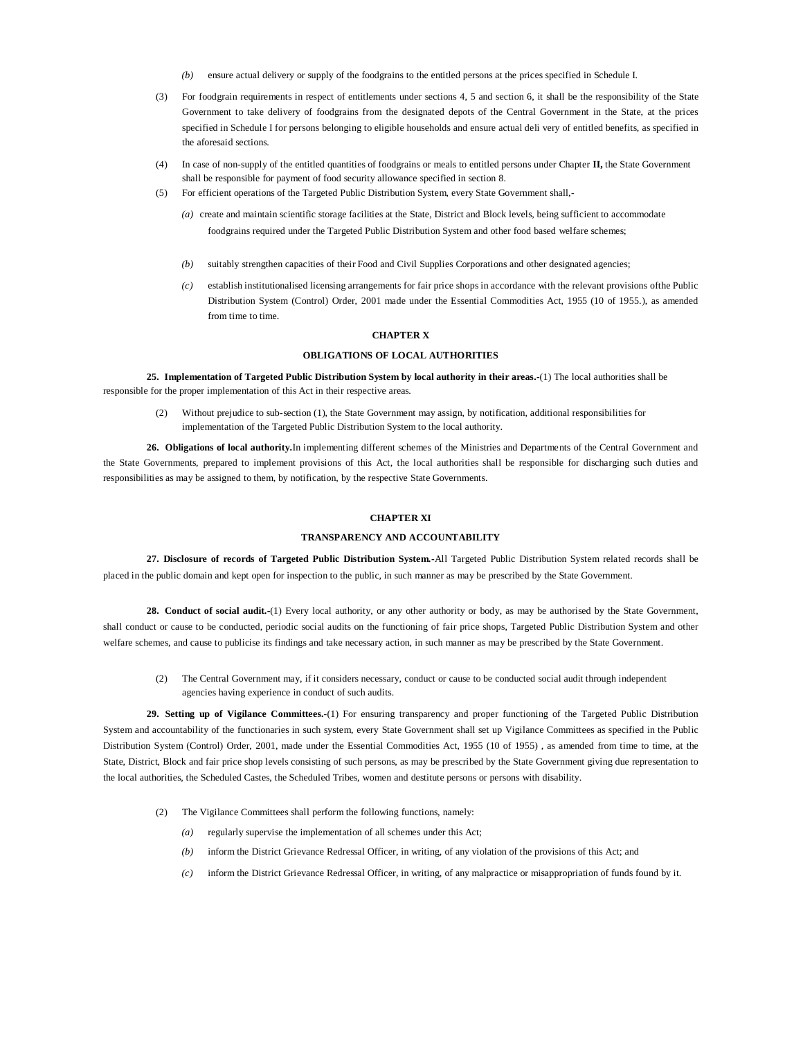(b) ensure actual delivery or supply of the foodgrains to the entitled persons at the prices specified in Schedule I.

(3) For foodgrain requirements in respect of entitlements under sections 4, 5 and section 6, it shall be the responsibility of the State Government to take delivery of foodgrains from the designated depots of the Central Government in the State, at the prices specified in Schedule I for persons belonging to eligible households and ensure actual deli very of entitled benefits, as specified in the aforesaid sections.

(4) In case of non-supply of the entitled quantities of foodgrains or meals to entitled persons under Chapter **II,** the State Government shall be responsible for payment of food security allowance specified in section 8.

(5) For efficient operations of the Targeted Public Distribution System, every State Government shall,-

*(a)* create and maintain scientific storage facilities at the State, District and Block levels, being sufficient to accommodate foodgrains required under the Targeted Public Distribution System and other food based welfare schemes;

*(b)* suitably strengthen capacities of their Food and Civil Supplies Corporations and other designated agencies;

*(c)* establish institutionalised licensing arrangements for fair price shops in accordance with the relevant provisions ofthe Public Distribution System (Control) Order, 2001 made under the Essential Commodities Act, 1955 (10 of 1955.), as amended from time to time.

## CHAPTER X

## OBLIGATIONS OF LOCAL AUTHORITIES

**25. Implementation of Targeted Public Distribution System by local authority in their areas.**-(1) The local authorities shall be responsible for the proper implementation of this Act in their respective areas.

(2) Without prejudice to sub-section (1), the State Government may assign, by notification, additional responsibilities for implementation of the Targeted Public Distribution System to the local authority.

**26. Obligations of local authority.**In implementing different schemes of the Ministries and Departments of the Central Government and the State Governments, prepared to implement provisions of this Act, the local authorities shall be responsible for discharging such duties and responsibilities as may be assigned to them, by notification, by the respective State Governments.

## CHAPTER XI

## TRANSPARENCY AND ACCOUNTABILITY

**27. Disclosure of records of Targeted Public Distribution System.**-All Targeted Public Distribution System related records shall be placed in the public domain and kept open for inspection to the public, in such manner as may be prescribed by the State Government.

**28. Conduct of social audit.**-(1) Every local authority, or any other authority or body, as may be authorised by the State Government, shall conduct or cause to be conducted, periodic social audits on the functioning of fair price shops, Targeted Public Distribution System and other welfare schemes, and cause to publicise its findings and take necessary action, in such manner as may be prescribed by the State Government.

(2) The Central Government may, if it considers necessary, conduct or cause to be conducted social audit through independent agencies having experience in conduct of such audits.

**29. Setting up of Vigilance Committees.**-(1) For ensuring transparency and proper functioning of the Targeted Public Distribution System and accountability of the functionaries in such system, every State Government shall set up Vigilance Committees as specified in the Public Distribution System (Control) Order, 2001, made under the Essential Commodities Act, 1955 (10 of 1955) , as amended from time to time, at the State, District, Block and fair price shop levels consisting of such persons, as may be prescribed by the State Government giving due representation to the local authorities, the Scheduled Castes, the Scheduled Tribes, women and destitute persons or persons with disability.

(2) The Vigilance Committees shall perform the following functions, namely:

*(a)* regularly supervise the implementation of all schemes under this Act;

*(b)* inform the District Grievance Redressal Officer, in writing, of any violation of the provisions of this Act; and

*(c)* inform the District Grievance Redressal Officer, in writing, of any malpractice or misappropriation of funds found by it.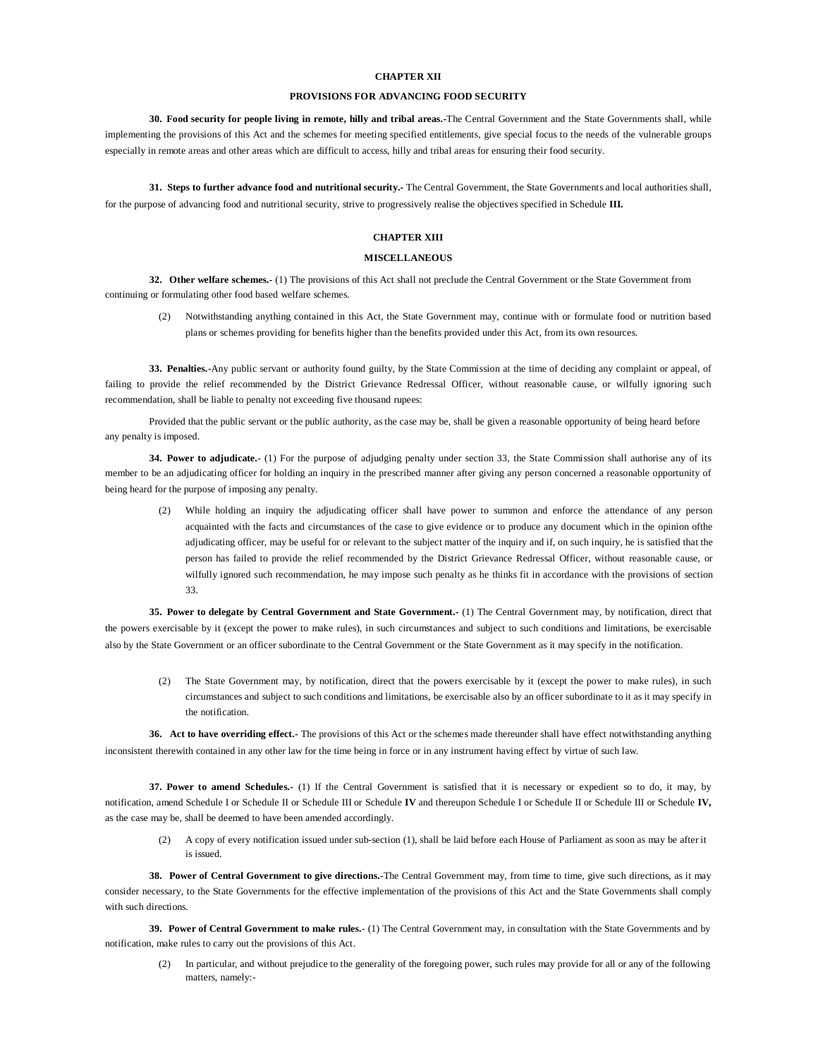## CHAPTER XII

## PROVISIONS FOR ADVANCING FOOD SECURITY

**30. Food security for people living in remote, hilly and tribal areas.-**The Central Government and the State Governments shall, while implementing the provisions of this Act and the schemes for meeting specified entitlements, give special focus to the needs of the vulnerable groups especially in remote areas and other areas which are difficult to access, hilly and tribal areas for ensuring their food security.

**31. Steps to further advance food and nutritional security.-** The Central Government, the State Governments and local authorities shall, for the purpose of advancing food and nutritional security, strive to progressively realise the objectives specified in Schedule **III.**

## CHAPTER XIII

## MISCELLANEOUS

**32. Other welfare schemes.-** (1) The provisions of this Act shall not preclude the Central Government or the State Government from continuing or formulating other food based welfare schemes.

(2) Notwithstanding anything contained in this Act, the State Government may, continue with or formulate food or nutrition based plans or schemes providing for benefits higher than the benefits provided under this Act, from its own resources.

**33. Penalties.-**Any public servant or authority found guilty, by the State Commission at the time of deciding any complaint or appeal, of failing to provide the relief recommended by the District Grievance Redressal Officer, without reasonable cause, or wilfully ignoring such recommendation, shall be liable to penalty not exceeding five thousand rupees:

Provided that the public servant or the public authority, as the case may be, shall be given a reasonable opportunity of being heard before any penalty is imposed.

**34. Power to adjudicate.**- (1) For the purpose of adjudging penalty under section 33, the State Commission shall authorise any of its member to be an adjudicating officer for holding an inquiry in the prescribed manner after giving any person concerned a reasonable opportunity of being heard for the purpose of imposing any penalty.

(2) While holding an inquiry the adjudicating officer shall have power to summon and enforce the attendance of any person acquainted with the facts and circumstances of the case to give evidence or to produce any document which in the opinion ofthe adjudicating officer, may be useful for or relevant to the subject matter of the inquiry and if, on such inquiry, he is satisfied that the person has failed to provide the relief recommended by the District Grievance Redressal Officer, without reasonable cause, or wilfully ignored such recommendation, he may impose such penalty as he thinks fit in accordance with the provisions of section 33.

**35. Power to delegate by Central Government and State Government.-** (1) The Central Government may, by notification, direct that the powers exercisable by it (except the power to make rules), in such circumstances and subject to such conditions and limitations, be exercisable also by the State Government or an officer subordinate to the Central Government or the State Government as it may specify in the notification.

(2) The State Government may, by notification, direct that the powers exercisable by it (except the power to make rules), in such circumstances and subject to such conditions and limitations, be exercisable also by an officer subordinate to it as it may specify in the notification.

**36. Act to have overriding effect.-** The provisions of this Act or the schemes made thereunder shall have effect notwithstanding anything inconsistent therewith contained in any other law for the time being in force or in any instrument having effect by virtue of such law.

**37. Power to amend Schedules.-** (1) If the Central Government is satisfied that it is necessary or expedient so to do, it may, by notification, amend Schedule I or Schedule II or Schedule III or Schedule **IV** and thereupon Schedule I or Schedule II or Schedule III or Schedule **IV,** as the case may be, shall be deemed to have been amended accordingly.

(2) A copy of every notification issued under sub-section (1), shall be laid before each House of Parliament as soon as may be after it is issued.

**38. Power of Central Government to give directions.-**The Central Government may, from time to time, give such directions, as it may consider necessary, to the State Governments for the effective implementation of the provisions of this Act and the State Governments shall comply with such directions.

**39. Power of Central Government to make rules.-** (1) The Central Government may, in consultation with the State Governments and by notification, make rules to carry out the provisions of this Act.

(2) In particular, and without prejudice to the generality of the foregoing power, such rules may provide for all or any of the following matters, namely:-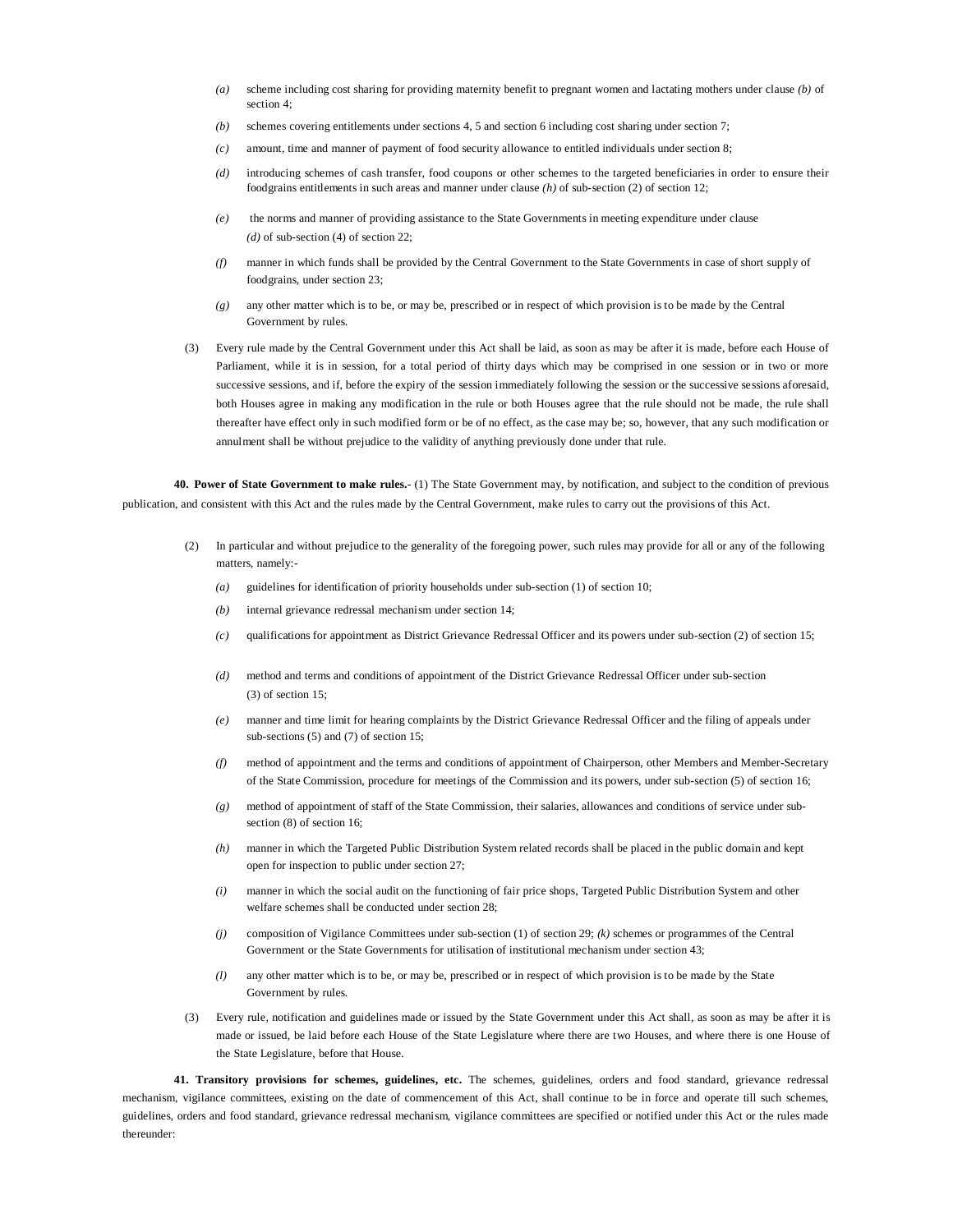- *(a)* scheme including cost sharing for providing maternity benefit to pregnant women and lactating mothers under clause *(b)* of section 4;
- *(b)* schemes covering entitlements under sections 4, 5 and section 6 including cost sharing under section 7;
- *(c)* amount, time and manner of payment of food security allowance to entitled individuals under section 8;
- *(d)* introducing schemes of cash transfer, food coupons or other schemes to the targeted beneficiaries in order to ensure their foodgrains entitlements in such areas and manner under clause *(h)* of sub-section (2) of section 12;
- *(e)* the norms and manner of providing assistance to the State Governments in meeting expenditure under clause *(d)* of sub-section (4) of section 22;
- *(f)* manner in which funds shall be provided by the Central Government to the State Governments in case of short supply of foodgrains, under section 23;
- *(g)* any other matter which is to be, or may be, prescribed or in respect of which provision is to be made by the Central Government by rules.

(3) Every rule made by the Central Government under this Act shall be laid, as soon as may be after it is made, before each House of Parliament, while it is in session, for a total period of thirty days which may be comprised in one session or in two or more successive sessions, and if, before the expiry of the session immediately following the session or the successive sessions aforesaid, both Houses agree in making any modification in the rule or both Houses agree that the rule should not be made, the rule shall thereafter have effect only in such modified form or be of no effect, as the case may be; so, however, that any such modification or annulment shall be without prejudice to the validity of anything previously done under that rule.

**40. Power of State Government to make rules.**- (1) The State Government may, by notification, and subject to the condition of previous publication, and consistent with this Act and the rules made by the Central Government, make rules to carry out the provisions of this Act.

(2) In particular and without prejudice to the generality of the foregoing power, such rules may provide for all or any of the following matters, namely:-

- *(a)* guidelines for identification of priority households under sub-section (1) of section 10;
- *(b)* internal grievance redressal mechanism under section 14;
- *(c)* qualifications for appointment as District Grievance Redressal Officer and its powers under sub-section (2) of section 15;
- *(d)* method and terms and conditions of appointment of the District Grievance Redressal Officer under sub-section (3) of section 15;
- *(e)* manner and time limit for hearing complaints by the District Grievance Redressal Officer and the filing of appeals under sub-sections (5) and (7) of section 15;
- *(f)* method of appointment and the terms and conditions of appointment of Chairperson, other Members and Member-Secretary of the State Commission, procedure for meetings of the Commission and its powers, under sub-section (5) of section 16;
- *(g)* method of appointment of staff of the State Commission, their salaries, allowances and conditions of service under sub-section (8) of section 16;
- *(h)* manner in which the Targeted Public Distribution System related records shall be placed in the public domain and kept open for inspection to public under section 27;
- *(i)* manner in which the social audit on the functioning of fair price shops, Targeted Public Distribution System and other welfare schemes shall be conducted under section 28;
- *(j)* composition of Vigilance Committees under sub-section (1) of section 29; *(k)* schemes or programmes of the Central Government or the State Governments for utilisation of institutional mechanism under section 43;
- *(l)* any other matter which is to be, or may be, prescribed or in respect of which provision is to be made by the State Government by rules.

(3) Every rule, notification and guidelines made or issued by the State Government under this Act shall, as soon as may be after it is made or issued, be laid before each House of the State Legislature where there are two Houses, and where there is one House of the State Legislature, before that House.

**41. Transitory provisions for schemes, guidelines, etc.** The schemes, guidelines, orders and food standard, grievance redressal mechanism, vigilance committees, existing on the date of commencement of this Act, shall continue to be in force and operate till such schemes, guidelines, orders and food standard, grievance redressal mechanism, vigilance committees are specified or notified under this Act or the rules made thereunder: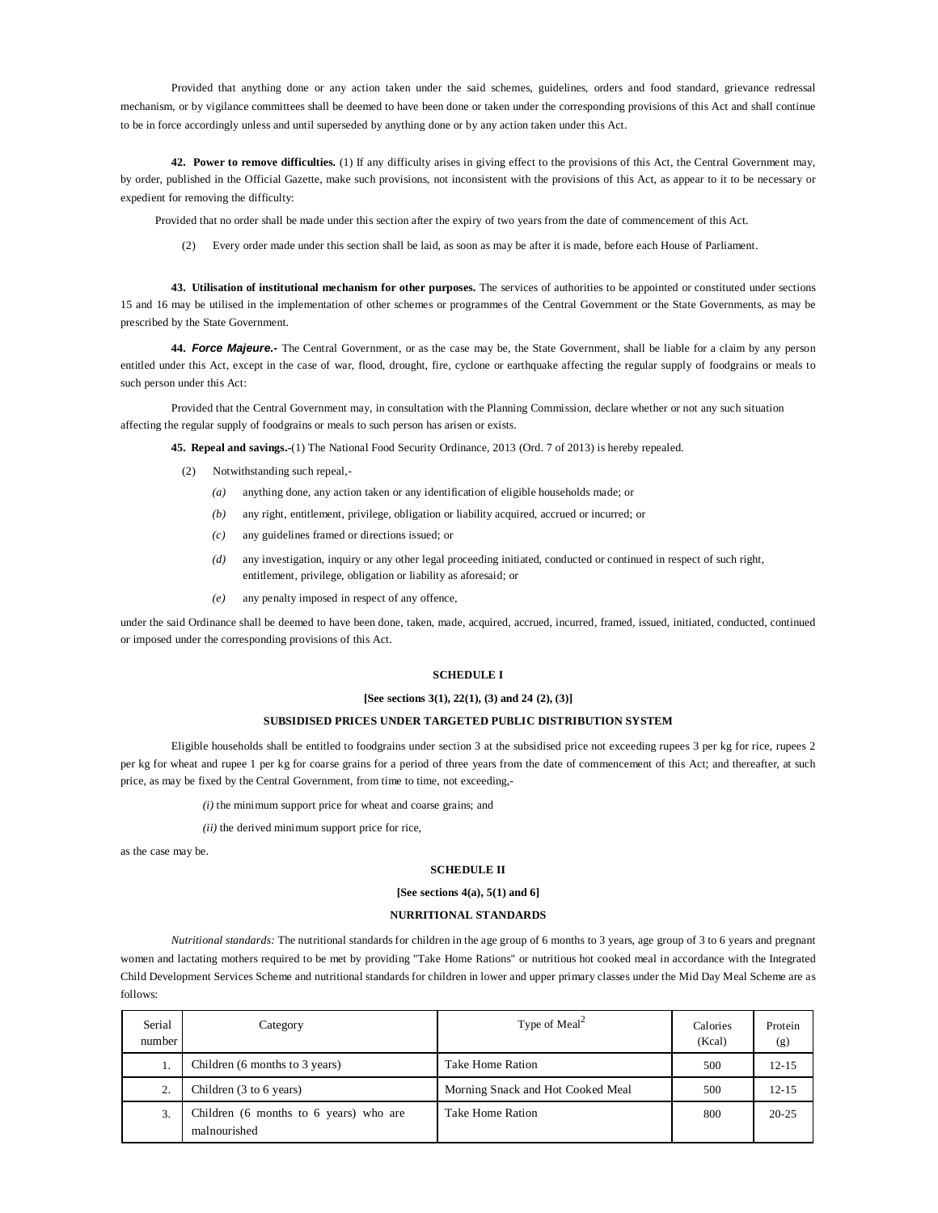Provided that anything done or any action taken under the said schemes, guidelines, orders and food standard, grievance redressal mechanism, or by vigilance committees shall be deemed to have been done or taken under the corresponding provisions of this Act and shall continue to be in force accordingly unless and until superseded by anything done or by any action taken under this Act.

**42. Power to remove difficulties.** (1) If any difficulty arises in giving effect to the provisions of this Act, the Central Government may, by order, published in the Official Gazette, make such provisions, not inconsistent with the provisions of this Act, as appear to it to be necessary or expedient for removing the difficulty:

Provided that no order shall be made under this section after the expiry of two years from the date of commencement of this Act.

(2) Every order made under this section shall be laid, as soon as may be after it is made, before each House of Parliament.

**43. Utilisation of institutional mechanism for other purposes.** The services of authorities to be appointed or constituted under sections 15 and 16 may be utilised in the implementation of other schemes or programmes of the Central Government or the State Governments, as may be prescribed by the State Government.

**44.** ***Force Majeure.-*** The Central Government, or as the case may be, the State Government, shall be liable for a claim by any person entitled under this Act, except in the case of war, flood, drought, fire, cyclone or earthquake affecting the regular supply of foodgrains or meals to such person under this Act:

Provided that the Central Government may, in consultation with the Planning Commission, declare whether or not any such situation affecting the regular supply of foodgrains or meals to such person has arisen or exists.

**45. Repeal and savings.-**(1) The National Food Security Ordinance, 2013 (Ord. 7 of 2013) is hereby repealed.

(2) Notwithstanding such repeal,-

*(a)* anything done, any action taken or any identification of eligible households made; or

*(b)* any right, entitlement, privilege, obligation or liability acquired, accrued or incurred; or

*(c)* any guidelines framed or directions issued; or

*(d)* any investigation, inquiry or any other legal proceeding initiated, conducted or continued in respect of such right, entitlement, privilege, obligation or liability as aforesaid; or

*(e)* any penalty imposed in respect of any offence,

under the said Ordinance shall be deemed to have been done, taken, made, acquired, accrued, incurred, framed, issued, initiated, conducted, continued or imposed under the corresponding provisions of this Act.

## SCHEDULE I

**[See sections 3(1), 22(1), (3) and 24 (2), (3)]**

**SUBSIDISED PRICES UNDER TARGETED PUBLIC DISTRIBUTION SYSTEM**

Eligible households shall be entitled to foodgrains under section 3 at the subsidised price not exceeding rupees 3 per kg for rice, rupees 2 per kg for wheat and rupee 1 per kg for coarse grains for a period of three years from the date of commencement of this Act; and thereafter, at such price, as may be fixed by the Central Government, from time to time, not exceeding,-

*(i)* the minimum support price for wheat and coarse grains; and

*(ii)* the derived minimum support price for rice,

as the case may be.

## SCHEDULE II

**[See sections 4(a), 5(1) and 6]**

**NURRITIONAL STANDARDS**

*Nutritional standards:* The nutritional standards for children in the age group of 6 months to 3 years, age group of 3 to 6 years and pregnant women and lactating mothers required to be met by providing "Take Home Rations" or nutritious hot cooked meal in accordance with the Integrated Child Development Services Scheme and nutritional standards for children in lower and upper primary classes under the Mid Day Meal Scheme are as follows:

| Serial number | Category | Type of Meal[2] | Calories (Kcal) | Protein (g) |
|---|---|---|---|---|
| 1. | Children (6 months to 3 years) | Take Home Ration | 500 | 12-15 |
| 2. | Children (3 to 6 years) | Morning Snack and Hot Cooked Meal | 500 | 12-15 |
| 3. | Children (6 months to 6 years) who are malnourished | Take Home Ration | 800 | 20-25 |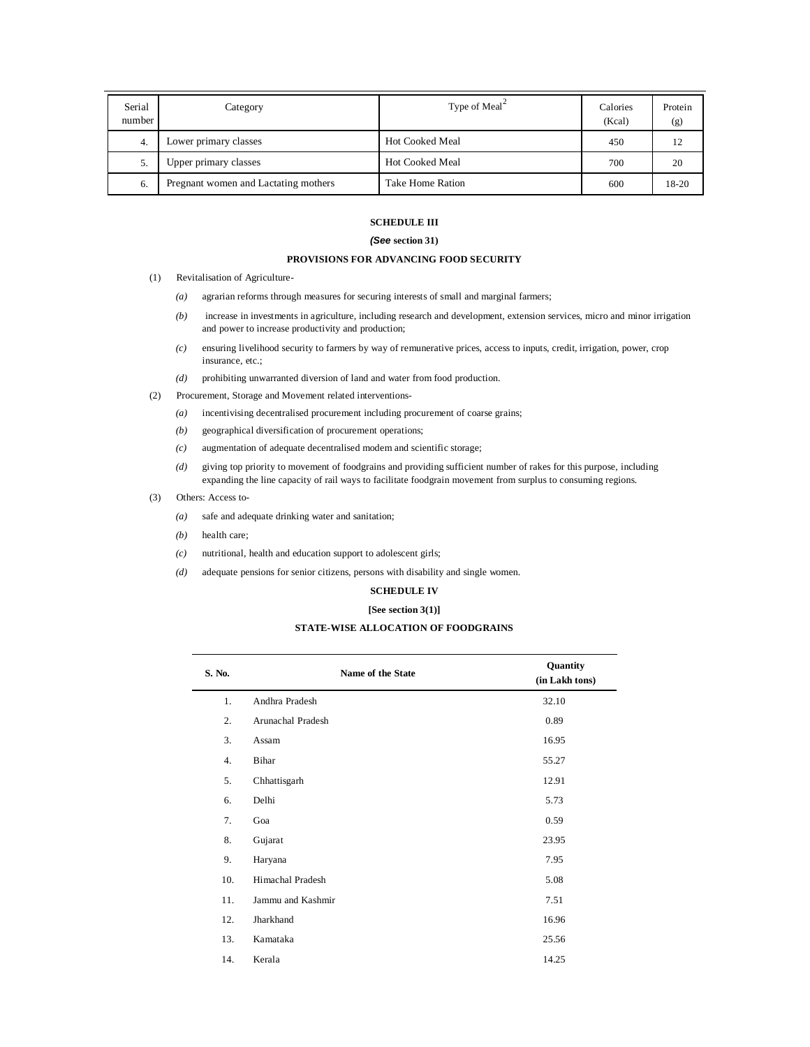| Serial number | Category | Type of Meal[2] | Calories (Kcal) | Protein (g) |
|---|---|---|---|---|
| 4. | Lower primary classes | Hot Cooked Meal | 450 | 12 |
| 5. | Upper primary classes | Hot Cooked Meal | 700 | 20 |
| 6. | Pregnant women and Lactating mothers | Take Home Ration | 600 | 18-20 |

**SCHEDULE III**

***(See* section 31)**

**PROVISIONS FOR ADVANCING FOOD SECURITY**

(1) Revitalisation of Agriculture-

*(a)* agrarian reforms through measures for securing interests of small and marginal farmers;

*(b)* increase in investments in agriculture, including research and development, extension services, micro and minor irrigation and power to increase productivity and production;

*(c)* ensuring livelihood security to farmers by way of remunerative prices, access to inputs, credit, irrigation, power, crop insurance, etc.;

*(d)* prohibiting unwarranted diversion of land and water from food production.

(2) Procurement, Storage and Movement related interventions-

*(a)* incentivising decentralised procurement including procurement of coarse grains;

*(b)* geographical diversification of procurement operations;

*(c)* augmentation of adequate decentralised modem and scientific storage;

*(d)* giving top priority to movement of foodgrains and providing sufficient number of rakes for this purpose, including expanding the line capacity of rail ways to facilitate foodgrain movement from surplus to consuming regions.

(3) Others: Access to-

*(a)* safe and adequate drinking water and sanitation;

*(b)* health care;

*(c)* nutritional, health and education support to adolescent girls;

*(d)* adequate pensions for senior citizens, persons with disability and single women.

**SCHEDULE IV**

**[See section 3(1)]**

**STATE-WISE ALLOCATION OF FOODGRAINS**

| S. No. | Name of the State | Quantity (in Lakh tons) |
|---|---|---|
| 1. | Andhra Pradesh | 32.10 |
| 2. | Arunachal Pradesh | 0.89 |
| 3. | Assam | 16.95 |
| 4. | Bihar | 55.27 |
| 5. | Chhattisgarh | 12.91 |
| 6. | Delhi | 5.73 |
| 7. | Goa | 0.59 |
| 8. | Gujarat | 23.95 |
| 9. | Haryana | 7.95 |
| 10. | Himachal Pradesh | 5.08 |
| 11. | Jammu and Kashmir | 7.51 |
| 12. | Jharkhand | 16.96 |
| 13. | Kamataka | 25.56 |
| 14. | Kerala | 14.25 |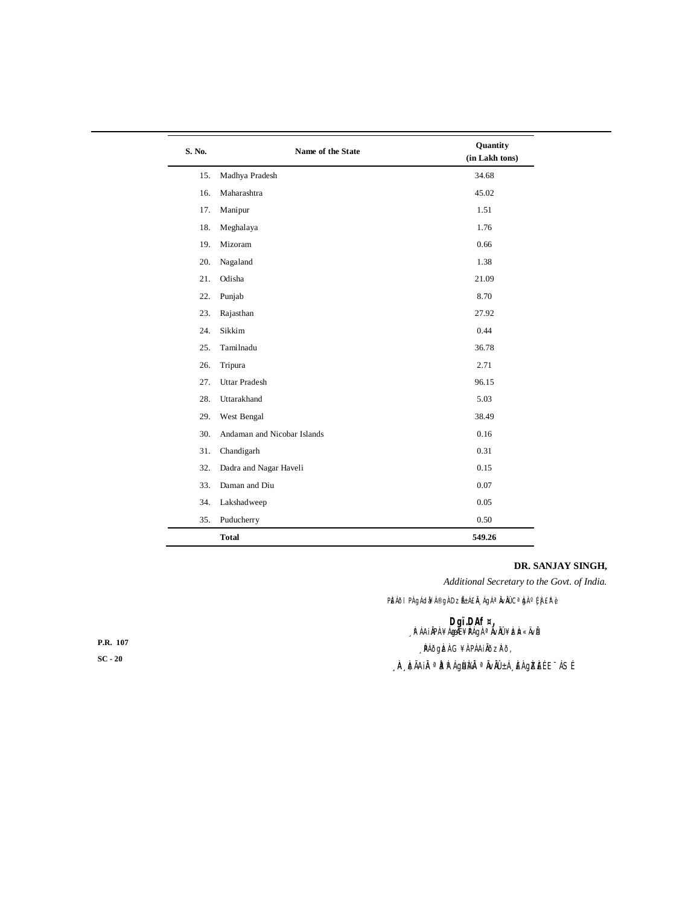| S. No. | Name of the State | Quantity (in Lakh tons) |
|---|---|---|
| 15. | Madhya Pradesh | 34.68 |
| 16. | Maharashtra | 45.02 |
| 17. | Manipur | 1.51 |
| 18. | Meghalaya | 1.76 |
| 19. | Mizoram | 0.66 |
| 20. | Nagaland | 1.38 |
| 21. | Odisha | 21.09 |
| 22. | Punjab | 8.70 |
| 23. | Rajasthan | 27.92 |
| 24. | Sikkim | 0.44 |
| 25. | Tamilnadu | 36.78 |
| 26. | Tripura | 2.71 |
| 27. | Uttar Pradesh | 96.15 |
| 28. | Uttarakhand | 5.03 |
| 29. | West Bengal | 38.49 |
| 30. | Andaman and Nicobar Islands | 0.16 |
| 31. | Chandigarh | 0.31 |
| 32. | Dadra and Nagar Haveli | 0.15 |
| 33. | Daman and Diu | 0.07 |
| 34. | Lakshadweep | 0.05 |
| 35. | Puducherry | 0.50 |
| | **Total** | **549.26** |

**DR. SANJAY SINGH,**

*Additional Secretary to the Govt. of India.*

PÈÁð l PÀgÁdºÁ®gÀ DzÉñÁ£ÀÄ¸ÁgÀ ªÀÄvÀÄÛ CªÀgÀ ºÉ¸Àj£À°è

**Dgï.DAf¤,**

¸ÀPÁðgÀzÀ C¥ÀgÀ ªÀÄvÀÄÛ ¥ÀzÀ¤«ÄvÀÛ

¸ÀºÀ PÁAiÀÄðzÀ²ð,

¸ÀºÀPÁgÀ E¯ÁSÉ

**P.R. 107**

**SC - 20**